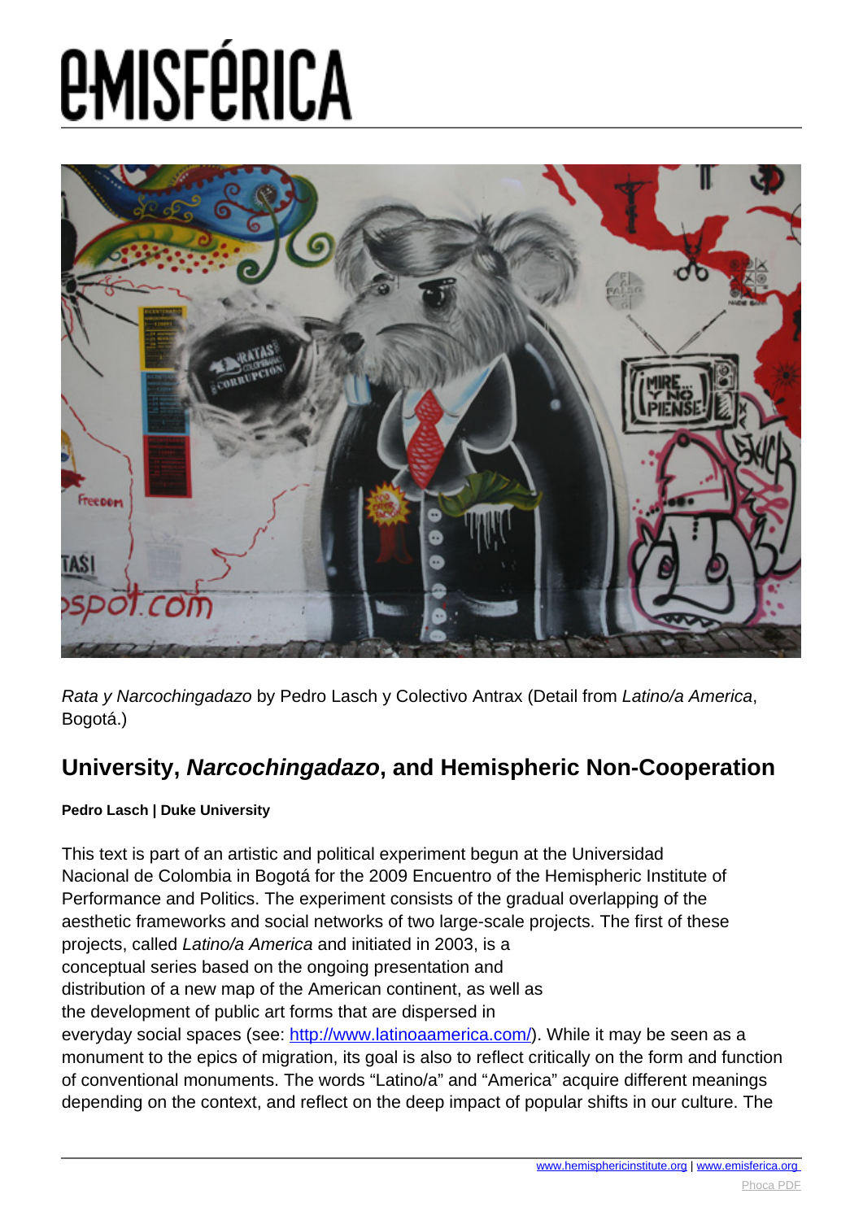# eMISFéRICA

*Rata y Narcochingadazo* by Pedro Lasch y Colectivo Antrax (Detail from *Latino/a America*, Bogotá.)

## University, ***Narcochingadazo***, and Hemispheric Non-Cooperation

**Pedro Lasch | Duke University**

This text is part of an artistic and political experiment begun at the Universidad Nacional de Colombia in Bogotá for the 2009 Encuentro of the Hemispheric Institute of Performance and Politics. The experiment consists of the gradual overlapping of the aesthetic frameworks and social networks of two large-scale projects. The first of these projects, called *Latino/a America* and initiated in 2003, is a conceptual series based on the ongoing presentation and distribution of a new map of the American continent, as well as the development of public art forms that are dispersed in everyday social spaces (see: http://www.latinoaamerica.com/). While it may be seen as a monument to the epics of migration, its goal is also to reflect critically on the form and function of conventional monuments. The words "Latino/a" and "America" acquire different meanings depending on the context, and reflect on the deep impact of popular shifts in our culture. The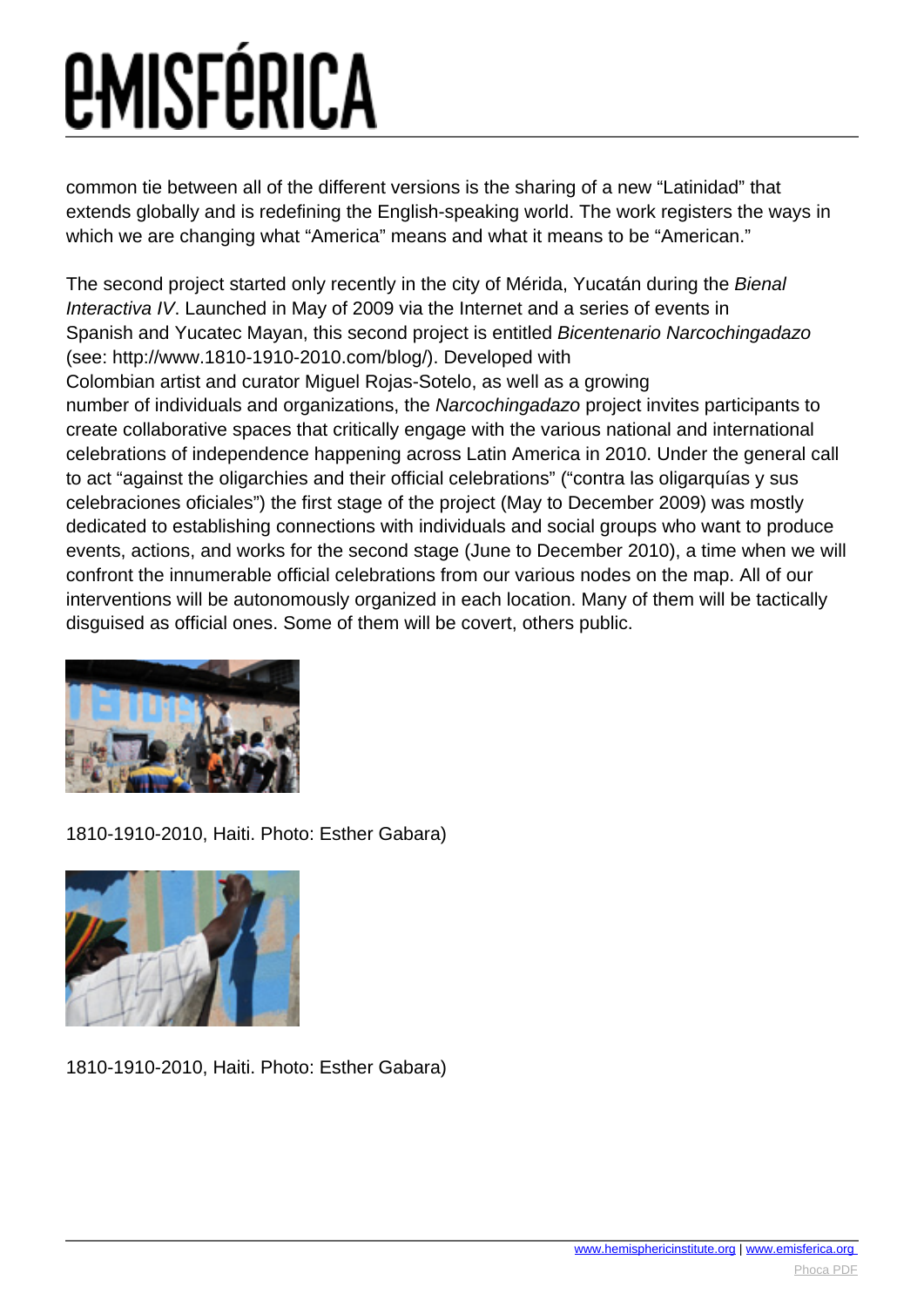common tie between all of the different versions is the sharing of a new "Latinidad" that extends globally and is redefining the English-speaking world. The work registers the ways in which we are changing what "America" means and what it means to be "American."

The second project started only recently in the city of Mérida, Yucatán during the *Bienal Interactiva IV*. Launched in May of 2009 via the Internet and a series of events in Spanish and Yucatec Mayan, this second project is entitled *Bicentenario Narcochingadazo* (see: http://www.1810-1910-2010.com/blog/). Developed with Colombian artist and curator Miguel Rojas-Sotelo, as well as a growing number of individuals and organizations, the *Narcochingadazo* project invites participants to create collaborative spaces that critically engage with the various national and international celebrations of independence happening across Latin America in 2010. Under the general call to act "against the oligarchies and their official celebrations" ("contra las oligarquías y sus celebraciones oficiales") the first stage of the project (May to December 2009) was mostly dedicated to establishing connections with individuals and social groups who want to produce events, actions, and works for the second stage (June to December 2010), a time when we will confront the innumerable official celebrations from our various nodes on the map. All of our interventions will be autonomously organized in each location. Many of them will be tactically disguised as official ones. Some of them will be covert, others public.

1810-1910-2010, Haiti. Photo: Esther Gabara)

1810-1910-2010, Haiti. Photo: Esther Gabara)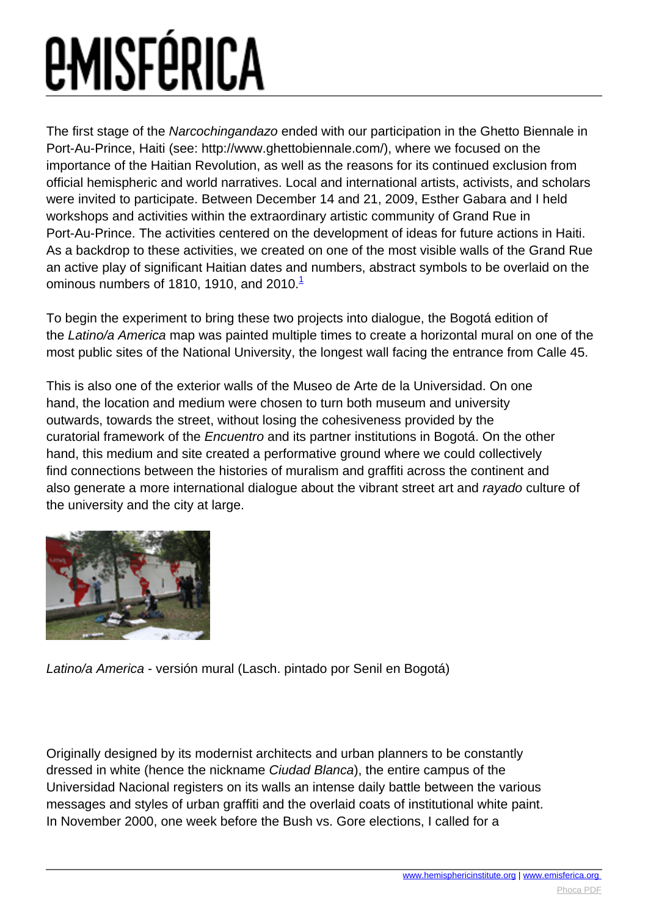The first stage of the *Narcochingandazo* ended with our participation in the Ghetto Biennale in Port-Au-Prince, Haiti (see: http://www.ghettobiennale.com/), where we focused on the importance of the Haitian Revolution, as well as the reasons for its continued exclusion from official hemispheric and world narratives. Local and international artists, activists, and scholars were invited to participate. Between December 14 and 21, 2009, Esther Gabara and I held workshops and activities within the extraordinary artistic community of Grand Rue in Port-Au-Prince. The activities centered on the development of ideas for future actions in Haiti. As a backdrop to these activities, we created on one of the most visible walls of the Grand Rue an active play of significant Haitian dates and numbers, abstract symbols to be overlaid on the ominous numbers of 1810, 1910, and 2010.[1]

To begin the experiment to bring these two projects into dialogue, the Bogotá edition of the *Latino/a America* map was painted multiple times to create a horizontal mural on one of the most public sites of the National University, the longest wall facing the entrance from Calle 45.

This is also one of the exterior walls of the Museo de Arte de la Universidad. On one hand, the location and medium were chosen to turn both museum and university outwards, towards the street, without losing the cohesiveness provided by the curatorial framework of the *Encuentro* and its partner institutions in Bogotá. On the other hand, this medium and site created a performative ground where we could collectively find connections between the histories of muralism and graffiti across the continent and also generate a more international dialogue about the vibrant street art and *rayado* culture of the university and the city at large.

*Latino/a America* - versión mural (Lasch. pintado por Senil en Bogotá)

Originally designed by its modernist architects and urban planners to be constantly dressed in white (hence the nickname *Ciudad Blanca*), the entire campus of the Universidad Nacional registers on its walls an intense daily battle between the various messages and styles of urban graffiti and the overlaid coats of institutional white paint. In November 2000, one week before the Bush vs. Gore elections, I called for a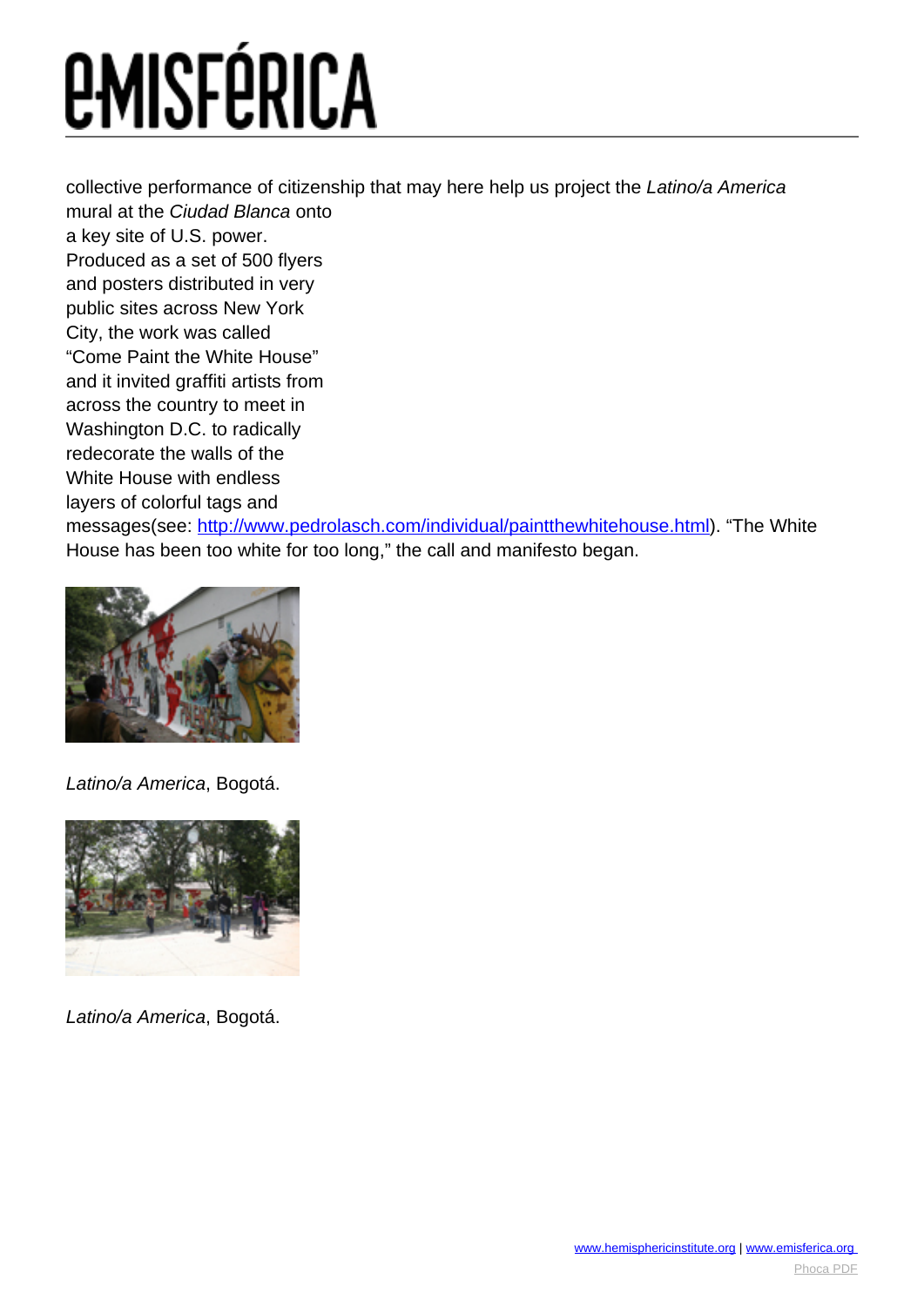collective performance of citizenship that may here help us project the *Latino/a America* mural at the *Ciudad Blanca* onto a key site of U.S. power. Produced as a set of 500 flyers and posters distributed in very public sites across New York City, the work was called "Come Paint the White House" and it invited graffiti artists from across the country to meet in Washington D.C. to radically redecorate the walls of the White House with endless layers of colorful tags and messages(see: [http://www.pedrolasch.com/individual/paintthewhitehouse.html](http://www.pedrolasch.com/individual/paintthewhitehouse.html)). "The White House has been too white for too long," the call and manifesto began.

*Latino/a America*, Bogotá.

*Latino/a America*, Bogotá.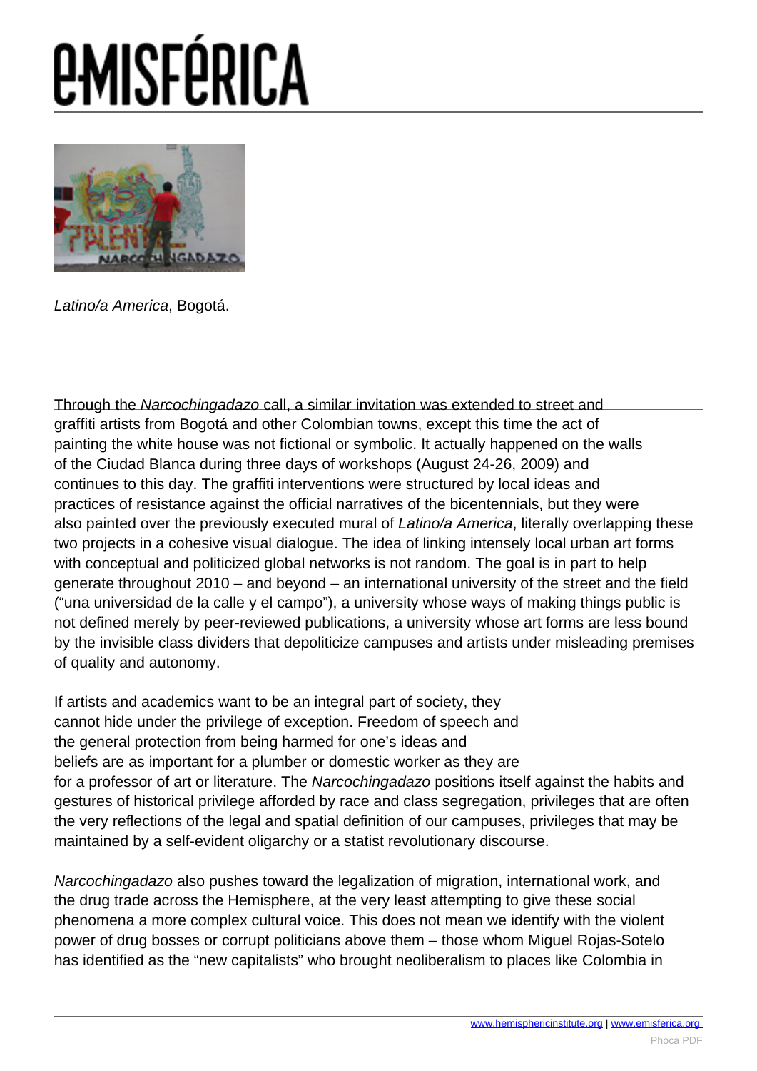*Latino/a America*, Bogotá.

Through the *Narcochingadazo* call, a similar invitation was extended to street and graffiti artists from Bogotá and other Colombian towns, except this time the act of painting the white house was not fictional or symbolic. It actually happened on the walls of the Ciudad Blanca during three days of workshops (August 24-26, 2009) and continues to this day. The graffiti interventions were structured by local ideas and practices of resistance against the official narratives of the bicentennials, but they were also painted over the previously executed mural of *Latino/a America*, literally overlapping these two projects in a cohesive visual dialogue. The idea of linking intensely local urban art forms with conceptual and politicized global networks is not random. The goal is in part to help generate throughout 2010 – and beyond – an international university of the street and the field ("una universidad de la calle y el campo"), a university whose ways of making things public is not defined merely by peer-reviewed publications, a university whose art forms are less bound by the invisible class dividers that depoliticize campuses and artists under misleading premises of quality and autonomy.

If artists and academics want to be an integral part of society, they cannot hide under the privilege of exception. Freedom of speech and the general protection from being harmed for one's ideas and beliefs are as important for a plumber or domestic worker as they are for a professor of art or literature. The *Narcochingadazo* positions itself against the habits and gestures of historical privilege afforded by race and class segregation, privileges that are often the very reflections of the legal and spatial definition of our campuses, privileges that may be maintained by a self-evident oligarchy or a statist revolutionary discourse.

*Narcochingadazo* also pushes toward the legalization of migration, international work, and the drug trade across the Hemisphere, at the very least attempting to give these social phenomena a more complex cultural voice. This does not mean we identify with the violent power of drug bosses or corrupt politicians above them – those whom Miguel Rojas-Sotelo has identified as the "new capitalists" who brought neoliberalism to places like Colombia in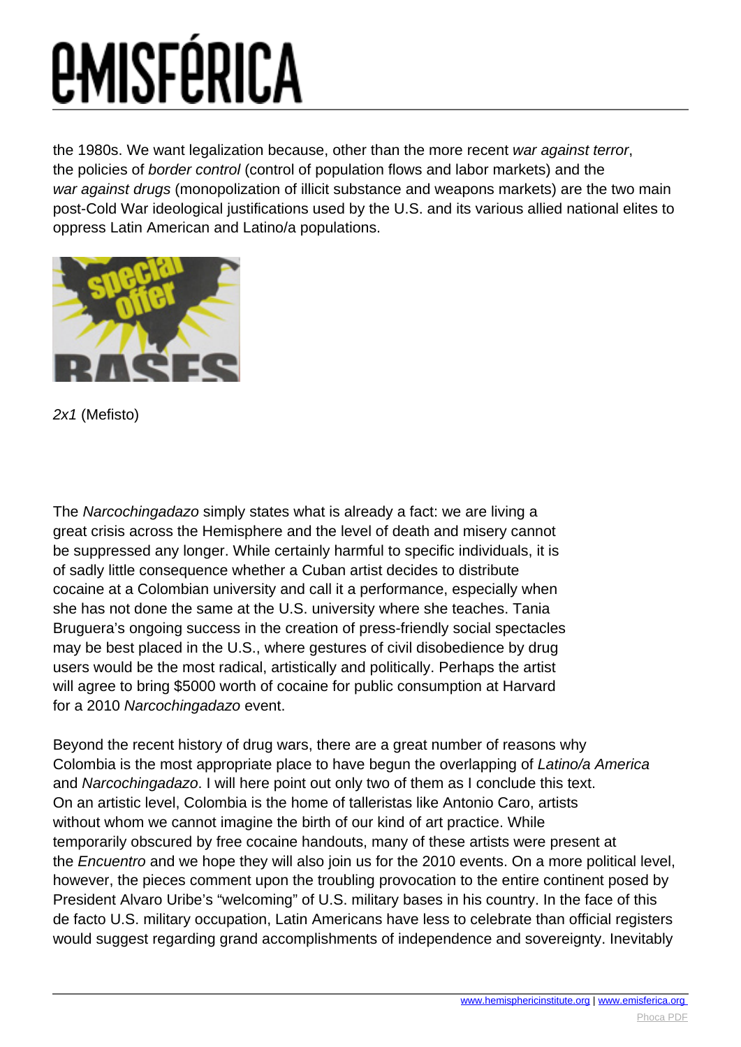the 1980s. We want legalization because, other than the more recent *war against terror*, the policies of *border control* (control of population flows and labor markets) and the *war against drugs* (monopolization of illicit substance and weapons markets) are the two main post-Cold War ideological justifications used by the U.S. and its various allied national elites to oppress Latin American and Latino/a populations.

*2x1* (Mefisto)

The *Narcochingadazo* simply states what is already a fact: we are living a great crisis across the Hemisphere and the level of death and misery cannot be suppressed any longer. While certainly harmful to specific individuals, it is of sadly little consequence whether a Cuban artist decides to distribute cocaine at a Colombian university and call it a performance, especially when she has not done the same at the U.S. university where she teaches. Tania Bruguera's ongoing success in the creation of press-friendly social spectacles may be best placed in the U.S., where gestures of civil disobedience by drug users would be the most radical, artistically and politically. Perhaps the artist will agree to bring $5000 worth of cocaine for public consumption at Harvard for a 2010 *Narcochingadazo* event.

Beyond the recent history of drug wars, there are a great number of reasons why Colombia is the most appropriate place to have begun the overlapping of *Latino/a America* and *Narcochingadazo*. I will here point out only two of them as I conclude this text. On an artistic level, Colombia is the home of talleristas like Antonio Caro, artists without whom we cannot imagine the birth of our kind of art practice. While temporarily obscured by free cocaine handouts, many of these artists were present at the *Encuentro* and we hope they will also join us for the 2010 events. On a more political level, however, the pieces comment upon the troubling provocation to the entire continent posed by President Alvaro Uribe's "welcoming" of U.S. military bases in his country. In the face of this de facto U.S. military occupation, Latin Americans have less to celebrate than official registers would suggest regarding grand accomplishments of independence and sovereignty. Inevitably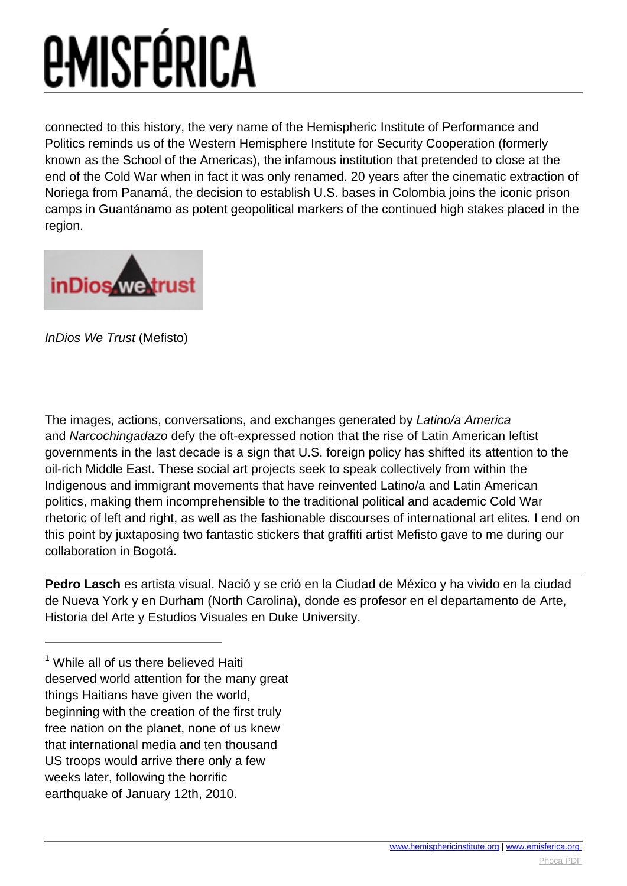connected to this history, the very name of the Hemispheric Institute of Performance and Politics reminds us of the Western Hemisphere Institute for Security Cooperation (formerly known as the School of the Americas), the infamous institution that pretended to close at the end of the Cold War when in fact it was only renamed. 20 years after the cinematic extraction of Noriega from Panamá, the decision to establish U.S. bases in Colombia joins the iconic prison camps in Guantánamo as potent geopolitical markers of the continued high stakes placed in the region.

*InDios We Trust* (Mefisto)

The images, actions, conversations, and exchanges generated by *Latino/a America* and *Narcochingadazo* defy the oft-expressed notion that the rise of Latin American leftist governments in the last decade is a sign that U.S. foreign policy has shifted its attention to the oil-rich Middle East. These social art projects seek to speak collectively from within the Indigenous and immigrant movements that have reinvented Latino/a and Latin American politics, making them incomprehensible to the traditional political and academic Cold War rhetoric of left and right, as well as the fashionable discourses of international art elites. I end on this point by juxtaposing two fantastic stickers that graffiti artist Mefisto gave to me during our collaboration in Bogotá.

---

**Pedro Lasch** es artista visual. Nació y se crió en la Ciudad de México y ha vivido en la ciudad de Nueva York y en Durham (North Carolina), donde es profesor en el departamento de Arte, Historia del Arte y Estudios Visuales en Duke University.

---

[1] While all of us there believed Haiti deserved world attention for the many great things Haitians have given the world, beginning with the creation of the first truly free nation on the planet, none of us knew that international media and ten thousand US troops would arrive there only a few weeks later, following the horrific earthquake of January 12th, 2010.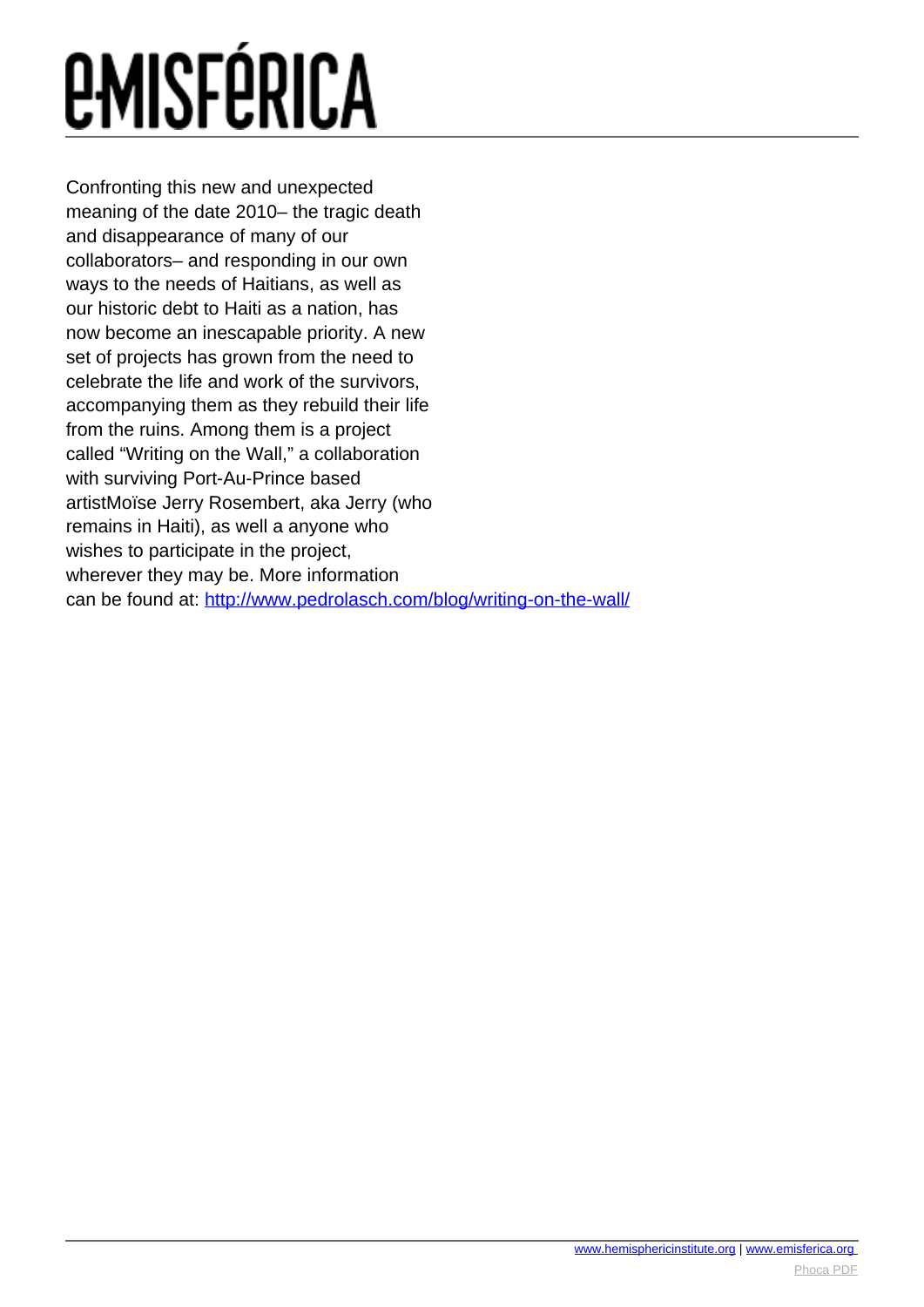Confronting this new and unexpected meaning of the date 2010– the tragic death and disappearance of many of our collaborators– and responding in our own ways to the needs of Haitians, as well as our historic debt to Haiti as a nation, has now become an inescapable priority. A new set of projects has grown from the need to celebrate the life and work of the survivors, accompanying them as they rebuild their life from the ruins. Among them is a project called "Writing on the Wall," a collaboration with surviving Port-Au-Prince based artistMoïse Jerry Rosembert, aka Jerry (who remains in Haiti), as well a anyone who wishes to participate in the project, wherever they may be. More information can be found at: [http://www.pedrolasch.com/blog/writing-on-the-wall/](http://www.pedrolasch.com/blog/writing-on-the-wall/)